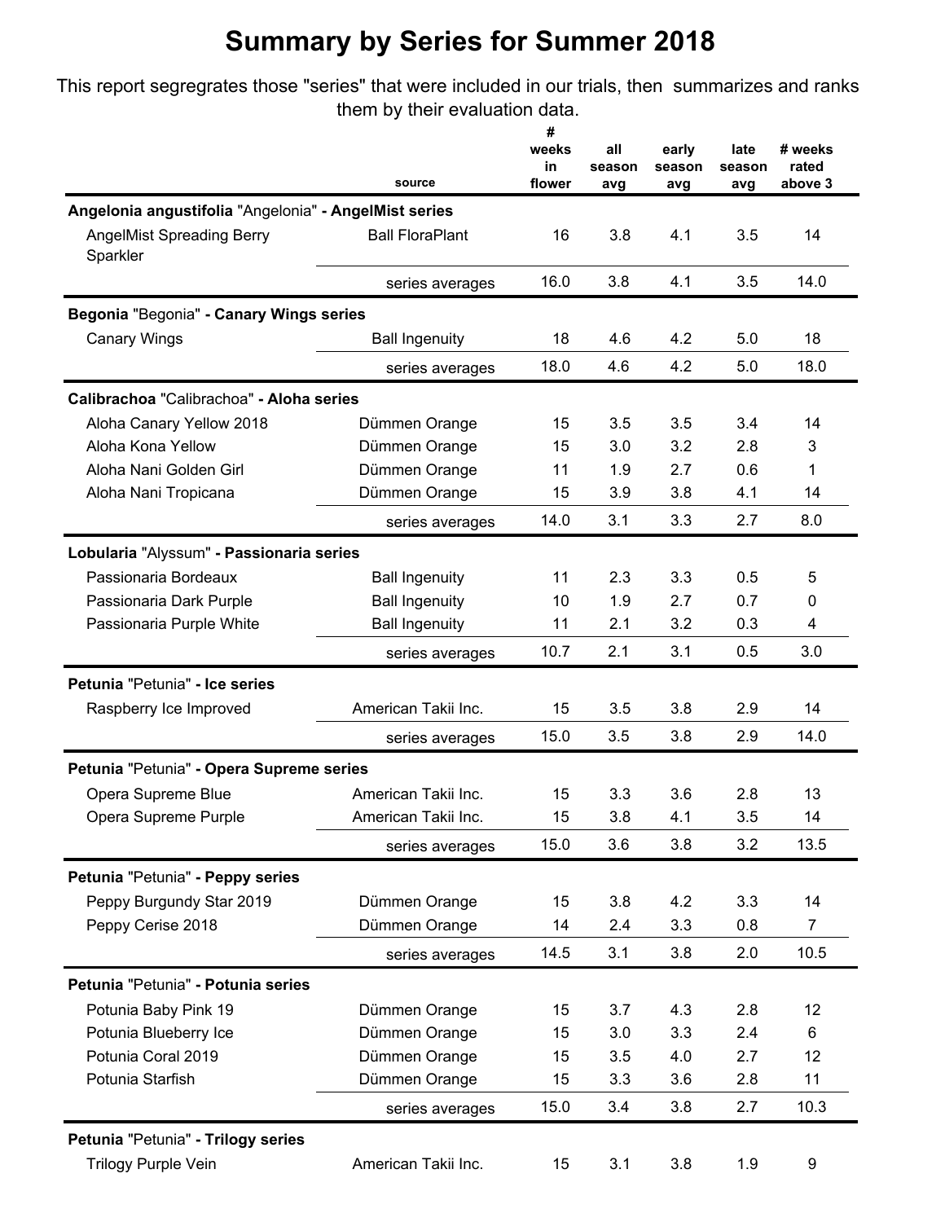# Summary by Series for Summer 2018

This report segregrates those "series" that were included in our trials, then summarizes and ranks them by their evaluation data.

| | source | # weeks in flower | all season avg | early season avg | late season avg | # weeks rated above 3 |
|---|---|---|---|---|---|---|
| **Angelonia angustifolia** "Angelonia" **- AngelMist series** | | | | | | |
| AngelMist Spreading Berry Sparkler | Ball FloraPlant | 16 | 3.8 | 4.1 | 3.5 | 14 |
| | series averages | 16.0 | 3.8 | 4.1 | 3.5 | 14.0 |
| **Begonia** "Begonia" **- Canary Wings series** | | | | | | |
| Canary Wings | Ball Ingenuity | 18 | 4.6 | 4.2 | 5.0 | 18 |
| | series averages | 18.0 | 4.6 | 4.2 | 5.0 | 18.0 |
| **Calibrachoa** "Calibrachoa" **- Aloha series** | | | | | | |
| Aloha Canary Yellow 2018 | Dümmen Orange | 15 | 3.5 | 3.5 | 3.4 | 14 |
| Aloha Kona Yellow | Dümmen Orange | 15 | 3.0 | 3.2 | 2.8 | 3 |
| Aloha Nani Golden Girl | Dümmen Orange | 11 | 1.9 | 2.7 | 0.6 | 1 |
| Aloha Nani Tropicana | Dümmen Orange | 15 | 3.9 | 3.8 | 4.1 | 14 |
| | series averages | 14.0 | 3.1 | 3.3 | 2.7 | 8.0 |
| **Lobularia** "Alyssum" **- Passionaria series** | | | | | | |
| Passionaria Bordeaux | Ball Ingenuity | 11 | 2.3 | 3.3 | 0.5 | 5 |
| Passionaria Dark Purple | Ball Ingenuity | 10 | 1.9 | 2.7 | 0.7 | 0 |
| Passionaria Purple White | Ball Ingenuity | 11 | 2.1 | 3.2 | 0.3 | 4 |
| | series averages | 10.7 | 2.1 | 3.1 | 0.5 | 3.0 |
| **Petunia** "Petunia" **- Ice series** | | | | | | |
| Raspberry Ice Improved | American Takii Inc. | 15 | 3.5 | 3.8 | 2.9 | 14 |
| | series averages | 15.0 | 3.5 | 3.8 | 2.9 | 14.0 |
| **Petunia** "Petunia" **- Opera Supreme series** | | | | | | |
| Opera Supreme Blue | American Takii Inc. | 15 | 3.3 | 3.6 | 2.8 | 13 |
| Opera Supreme Purple | American Takii Inc. | 15 | 3.8 | 4.1 | 3.5 | 14 |
| | series averages | 15.0 | 3.6 | 3.8 | 3.2 | 13.5 |
| **Petunia** "Petunia" **- Peppy series** | | | | | | |
| Peppy Burgundy Star 2019 | Dümmen Orange | 15 | 3.8 | 4.2 | 3.3 | 14 |
| Peppy Cerise 2018 | Dümmen Orange | 14 | 2.4 | 3.3 | 0.8 | 7 |
| | series averages | 14.5 | 3.1 | 3.8 | 2.0 | 10.5 |
| **Petunia** "Petunia" **- Potunia series** | | | | | | |
| Potunia Baby Pink 19 | Dümmen Orange | 15 | 3.7 | 4.3 | 2.8 | 12 |
| Potunia Blueberry Ice | Dümmen Orange | 15 | 3.0 | 3.3 | 2.4 | 6 |
| Potunia Coral 2019 | Dümmen Orange | 15 | 3.5 | 4.0 | 2.7 | 12 |
| Potunia Starfish | Dümmen Orange | 15 | 3.3 | 3.6 | 2.8 | 11 |
| | series averages | 15.0 | 3.4 | 3.8 | 2.7 | 10.3 |
| **Petunia** "Petunia" **- Trilogy series** | | | | | | |
| Trilogy Purple Vein | American Takii Inc. | 15 | 3.1 | 3.8 | 1.9 | 9 |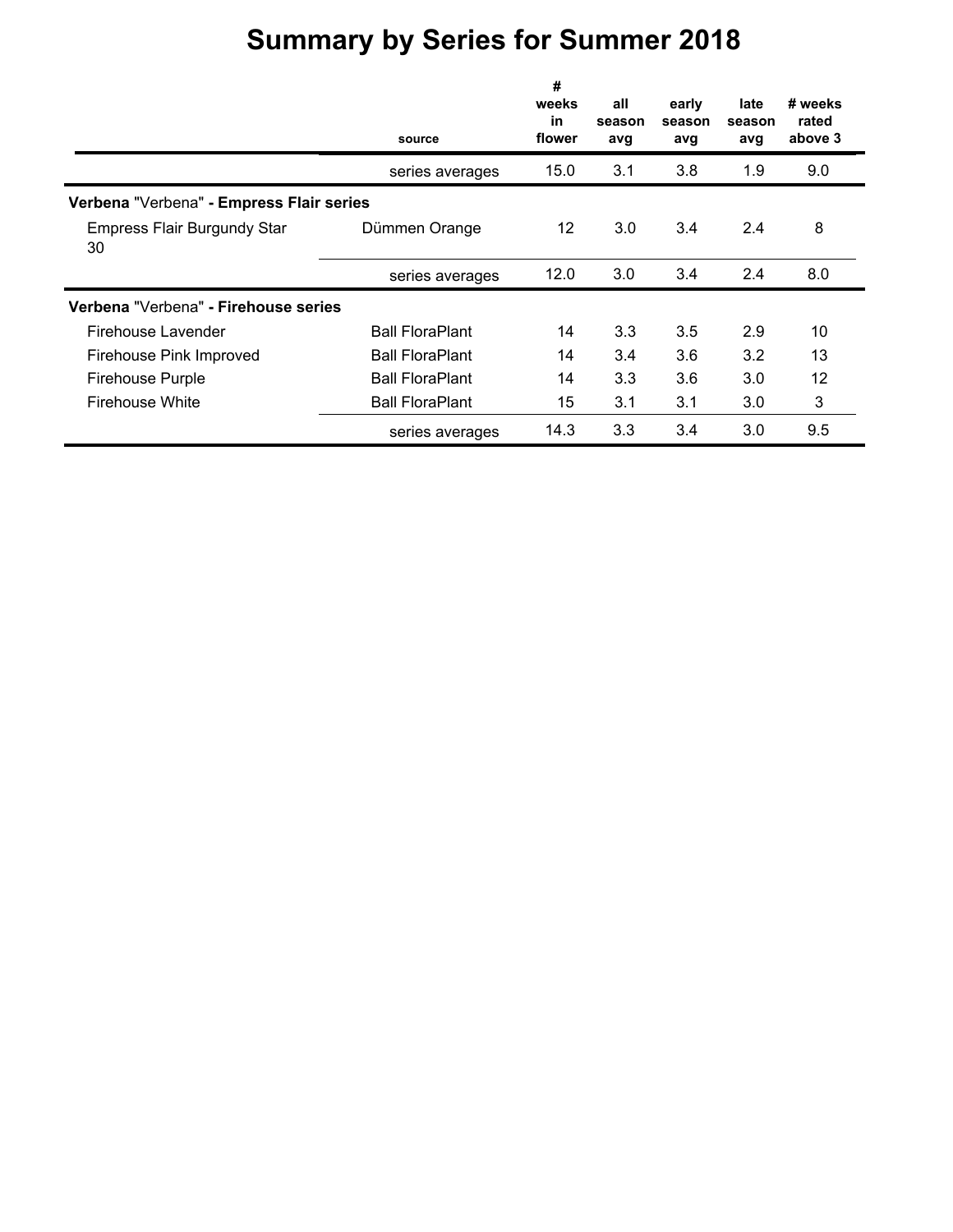# Summary by Series for Summer 2018

| | source | # weeks in flower | all season avg | early season avg | late season avg | # weeks rated above 3 |
|---|---|---|---|---|---|---|
| | series averages | 15.0 | 3.1 | 3.8 | 1.9 | 9.0 |
| **Verbena** "Verbena" **- Empress Flair series** | | | | | | |
| Empress Flair Burgundy Star 30 | Dümmen Orange | 12 | 3.0 | 3.4 | 2.4 | 8 |
| | series averages | 12.0 | 3.0 | 3.4 | 2.4 | 8.0 |
| **Verbena** "Verbena" **- Firehouse series** | | | | | | |
| Firehouse Lavender | Ball FloraPlant | 14 | 3.3 | 3.5 | 2.9 | 10 |
| Firehouse Pink Improved | Ball FloraPlant | 14 | 3.4 | 3.6 | 3.2 | 13 |
| Firehouse Purple | Ball FloraPlant | 14 | 3.3 | 3.6 | 3.0 | 12 |
| Firehouse White | Ball FloraPlant | 15 | 3.1 | 3.1 | 3.0 | 3 |
| | series averages | 14.3 | 3.3 | 3.4 | 3.0 | 9.5 |